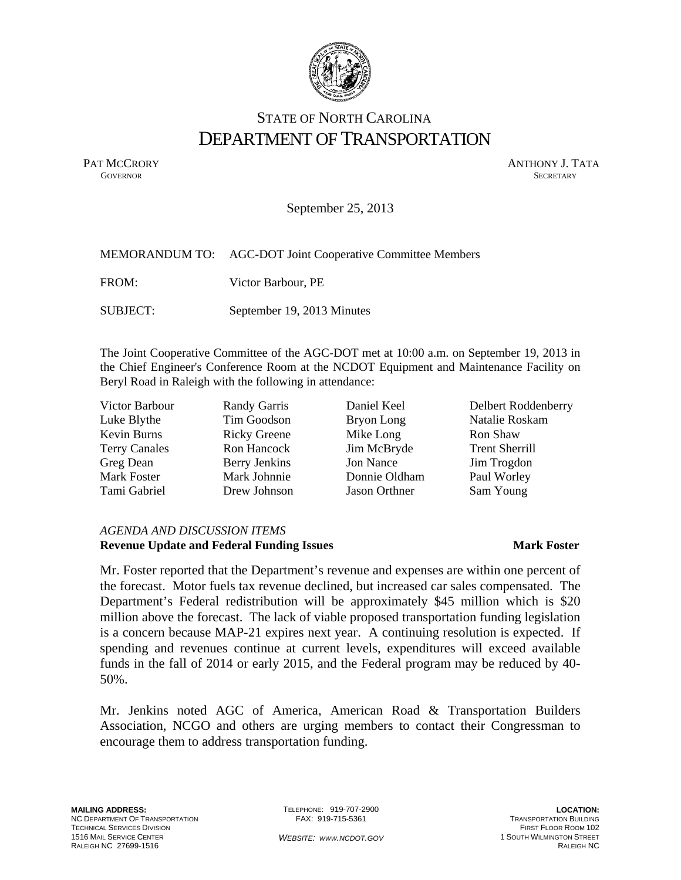STATE OF NORTH CAROLINA
# DEPARTMENT OF TRANSPORTATION

PAT MCCRORY
GOVERNOR

ANTHONY J. TATA
SECRETARY

September 25, 2013

MEMORANDUM TO: AGC-DOT Joint Cooperative Committee Members

FROM: Victor Barbour, PE

SUBJECT: September 19, 2013 Minutes

The Joint Cooperative Committee of the AGC-DOT met at 10:00 a.m. on September 19, 2013 in the Chief Engineer's Conference Room at the NCDOT Equipment and Maintenance Facility on Beryl Road in Raleigh with the following in attendance:

| | | | |
|---|---|---|---|
| Victor Barbour | Randy Garris | Daniel Keel | Delbert Roddenberry |
| Luke Blythe | Tim Goodson | Bryon Long | Natalie Roskam |
| Kevin Burns | Ricky Greene | Mike Long | Ron Shaw |
| Terry Canales | Ron Hancock | Jim McBryde | Trent Sherrill |
| Greg Dean | Berry Jenkins | Jon Nance | Jim Trogdon |
| Mark Foster | Mark Johnnie | Donnie Oldham | Paul Worley |
| Tami Gabriel | Drew Johnson | Jason Orthner | Sam Young |

*AGENDA AND DISCUSSION ITEMS*

**Revenue Update and Federal Funding Issues** **Mark Foster**

Mr. Foster reported that the Department's revenue and expenses are within one percent of the forecast. Motor fuels tax revenue declined, but increased car sales compensated. The Department's Federal redistribution will be approximately $45 million which is $20 million above the forecast. The lack of viable proposed transportation funding legislation is a concern because MAP-21 expires next year. A continuing resolution is expected. If spending and revenues continue at current levels, expenditures will exceed available funds in the fall of 2014 or early 2015, and the Federal program may be reduced by 40-50%.

Mr. Jenkins noted AGC of America, American Road & Transportation Builders Association, NCGO and others are urging members to contact their Congressman to encourage them to address transportation funding.

**MAILING ADDRESS:**
NC DEPARTMENT OF TRANSPORTATION
TECHNICAL SERVICES DIVISION
1516 MAIL SERVICE CENTER
RALEIGH NC 27699-1516

TELEPHONE: 919-707-2900
FAX: 919-715-5361

*WEBSITE: www.ncdot.gov*

**LOCATION:**
TRANSPORTATION BUILDING
FIRST FLOOR ROOM 102
1 SOUTH WILMINGTON STREET
RALEIGH NC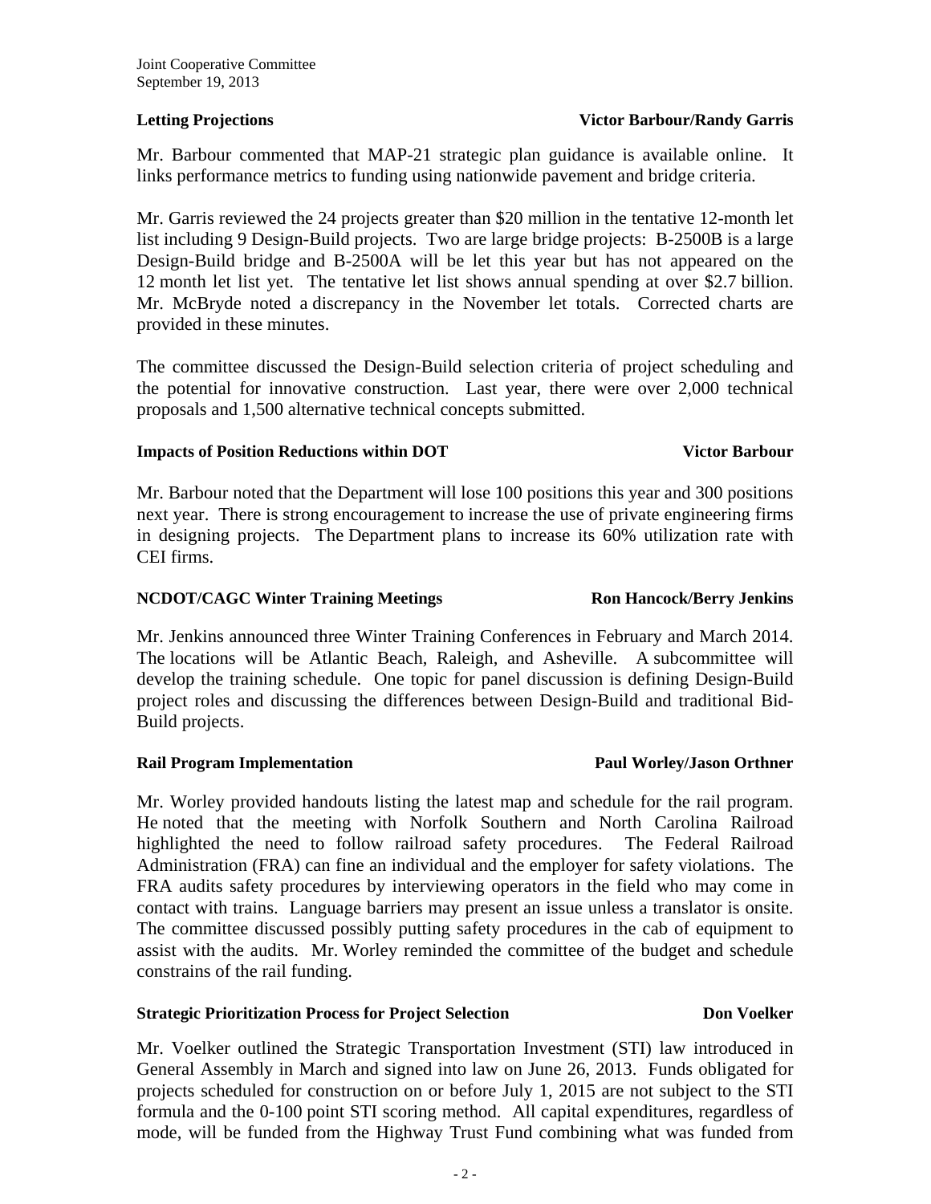### Letting Projections — Victor Barbour/Randy Garris

Mr. Barbour commented that MAP-21 strategic plan guidance is available online. It links performance metrics to funding using nationwide pavement and bridge criteria.

Mr. Garris reviewed the 24 projects greater than $20 million in the tentative 12-month let list including 9 Design-Build projects. Two are large bridge projects: B-2500B is a large Design-Build bridge and B-2500A will be let this year but has not appeared on the 12 month let list yet. The tentative let list shows annual spending at over $2.7 billion. Mr. McBryde noted a discrepancy in the November let totals. Corrected charts are provided in these minutes.

The committee discussed the Design-Build selection criteria of project scheduling and the potential for innovative construction. Last year, there were over 2,000 technical proposals and 1,500 alternative technical concepts submitted.

### Impacts of Position Reductions within DOT — Victor Barbour

Mr. Barbour noted that the Department will lose 100 positions this year and 300 positions next year. There is strong encouragement to increase the use of private engineering firms in designing projects. The Department plans to increase its 60% utilization rate with CEI firms.

### NCDOT/CAGC Winter Training Meetings — Ron Hancock/Berry Jenkins

Mr. Jenkins announced three Winter Training Conferences in February and March 2014. The locations will be Atlantic Beach, Raleigh, and Asheville. A subcommittee will develop the training schedule. One topic for panel discussion is defining Design-Build project roles and discussing the differences between Design-Build and traditional Bid-Build projects.

### Rail Program Implementation — Paul Worley/Jason Orthner

Mr. Worley provided handouts listing the latest map and schedule for the rail program. He noted that the meeting with Norfolk Southern and North Carolina Railroad highlighted the need to follow railroad safety procedures. The Federal Railroad Administration (FRA) can fine an individual and the employer for safety violations. The FRA audits safety procedures by interviewing operators in the field who may come in contact with trains. Language barriers may present an issue unless a translator is onsite. The committee discussed possibly putting safety procedures in the cab of equipment to assist with the audits. Mr. Worley reminded the committee of the budget and schedule constrains of the rail funding.

### Strategic Prioritization Process for Project Selection — Don Voelker

Mr. Voelker outlined the Strategic Transportation Investment (STI) law introduced in General Assembly in March and signed into law on June 26, 2013. Funds obligated for projects scheduled for construction on or before July 1, 2015 are not subject to the STI formula and the 0-100 point STI scoring method. All capital expenditures, regardless of mode, will be funded from the Highway Trust Fund combining what was funded from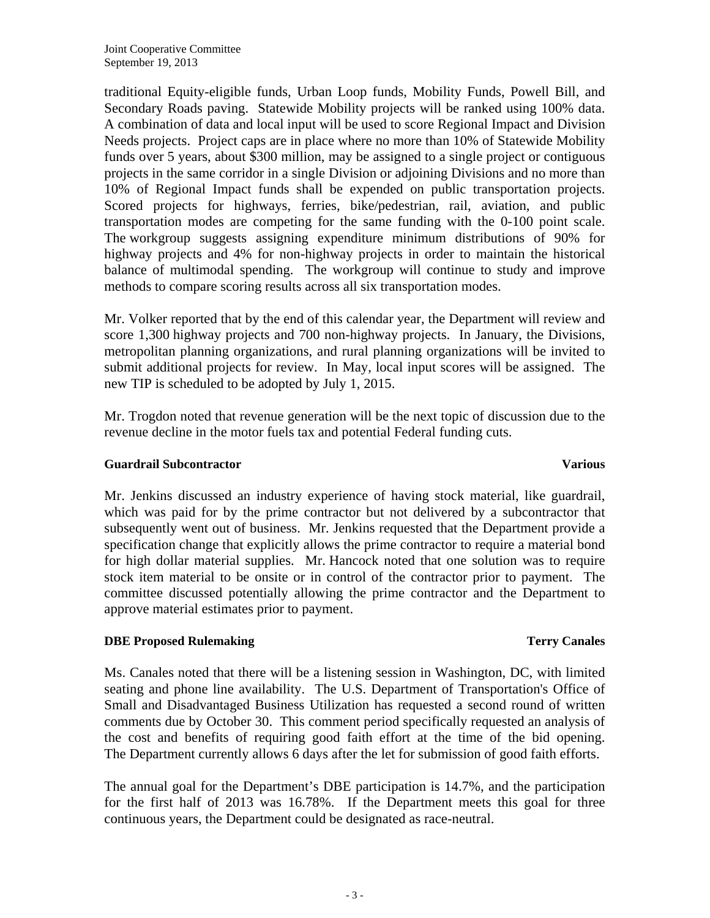traditional Equity-eligible funds, Urban Loop funds, Mobility Funds, Powell Bill, and Secondary Roads paving. Statewide Mobility projects will be ranked using 100% data. A combination of data and local input will be used to score Regional Impact and Division Needs projects. Project caps are in place where no more than 10% of Statewide Mobility funds over 5 years, about $300 million, may be assigned to a single project or contiguous projects in the same corridor in a single Division or adjoining Divisions and no more than 10% of Regional Impact funds shall be expended on public transportation projects. Scored projects for highways, ferries, bike/pedestrian, rail, aviation, and public transportation modes are competing for the same funding with the 0-100 point scale. The workgroup suggests assigning expenditure minimum distributions of 90% for highway projects and 4% for non-highway projects in order to maintain the historical balance of multimodal spending. The workgroup will continue to study and improve methods to compare scoring results across all six transportation modes.

Mr. Volker reported that by the end of this calendar year, the Department will review and score 1,300 highway projects and 700 non-highway projects. In January, the Divisions, metropolitan planning organizations, and rural planning organizations will be invited to submit additional projects for review. In May, local input scores will be assigned. The new TIP is scheduled to be adopted by July 1, 2015.

Mr. Trogdon noted that revenue generation will be the next topic of discussion due to the revenue decline in the motor fuels tax and potential Federal funding cuts.

**Guardrail Subcontractor** **Various**

Mr. Jenkins discussed an industry experience of having stock material, like guardrail, which was paid for by the prime contractor but not delivered by a subcontractor that subsequently went out of business. Mr. Jenkins requested that the Department provide a specification change that explicitly allows the prime contractor to require a material bond for high dollar material supplies. Mr. Hancock noted that one solution was to require stock item material to be onsite or in control of the contractor prior to payment. The committee discussed potentially allowing the prime contractor and the Department to approve material estimates prior to payment.

**DBE Proposed Rulemaking** **Terry Canales**

Ms. Canales noted that there will be a listening session in Washington, DC, with limited seating and phone line availability. The U.S. Department of Transportation's Office of Small and Disadvantaged Business Utilization has requested a second round of written comments due by October 30. This comment period specifically requested an analysis of the cost and benefits of requiring good faith effort at the time of the bid opening. The Department currently allows 6 days after the let for submission of good faith efforts.

The annual goal for the Department's DBE participation is 14.7%, and the participation for the first half of 2013 was 16.78%. If the Department meets this goal for three continuous years, the Department could be designated as race-neutral.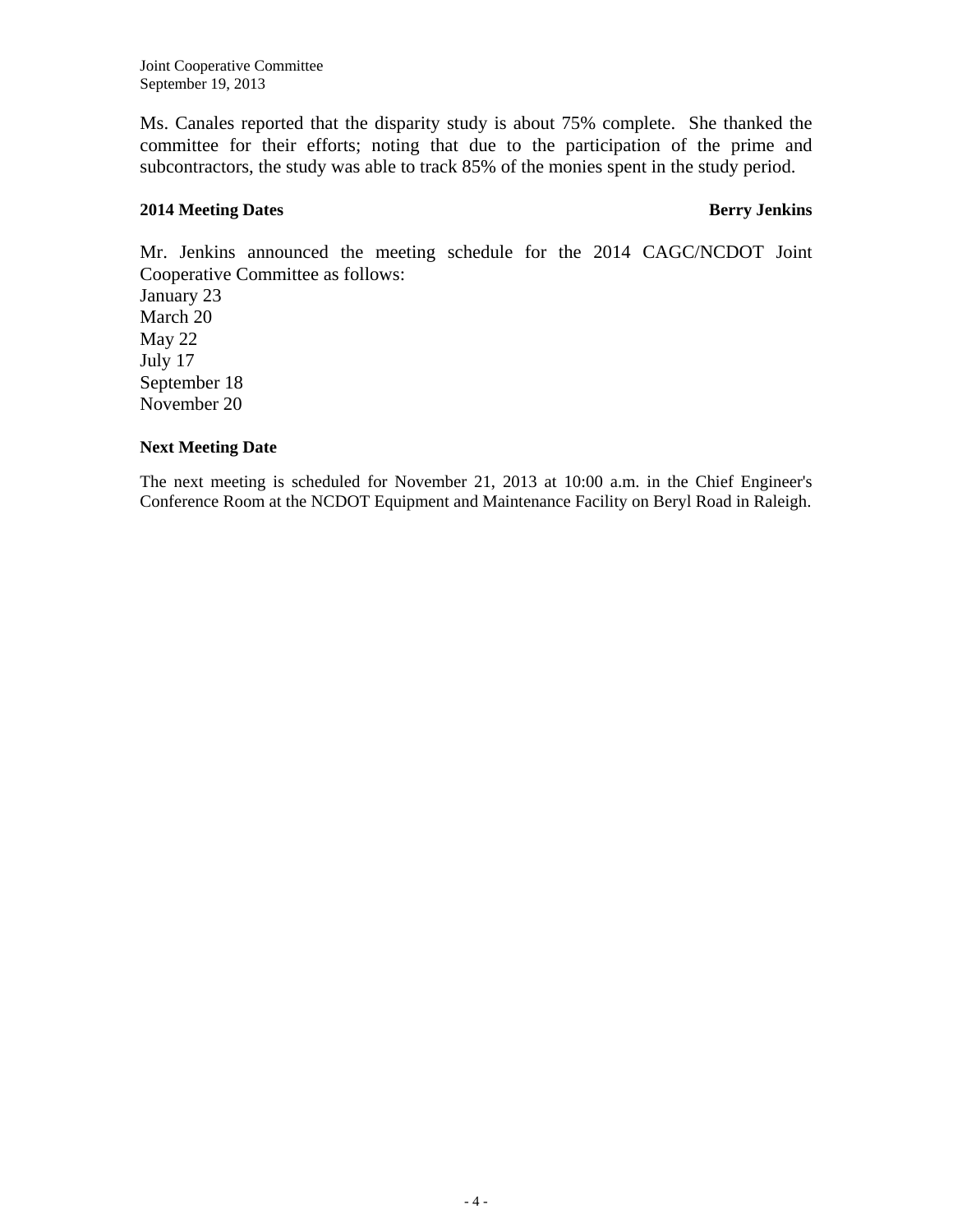Ms. Canales reported that the disparity study is about 75% complete. She thanked the committee for their efforts; noting that due to the participation of the prime and subcontractors, the study was able to track 85% of the monies spent in the study period.

**2014 Meeting Dates** **Berry Jenkins**

Mr. Jenkins announced the meeting schedule for the 2014 CAGC/NCDOT Joint Cooperative Committee as follows:
January 23
March 20
May 22
July 17
September 18
November 20

**Next Meeting Date**

The next meeting is scheduled for November 21, 2013 at 10:00 a.m. in the Chief Engineer's Conference Room at the NCDOT Equipment and Maintenance Facility on Beryl Road in Raleigh.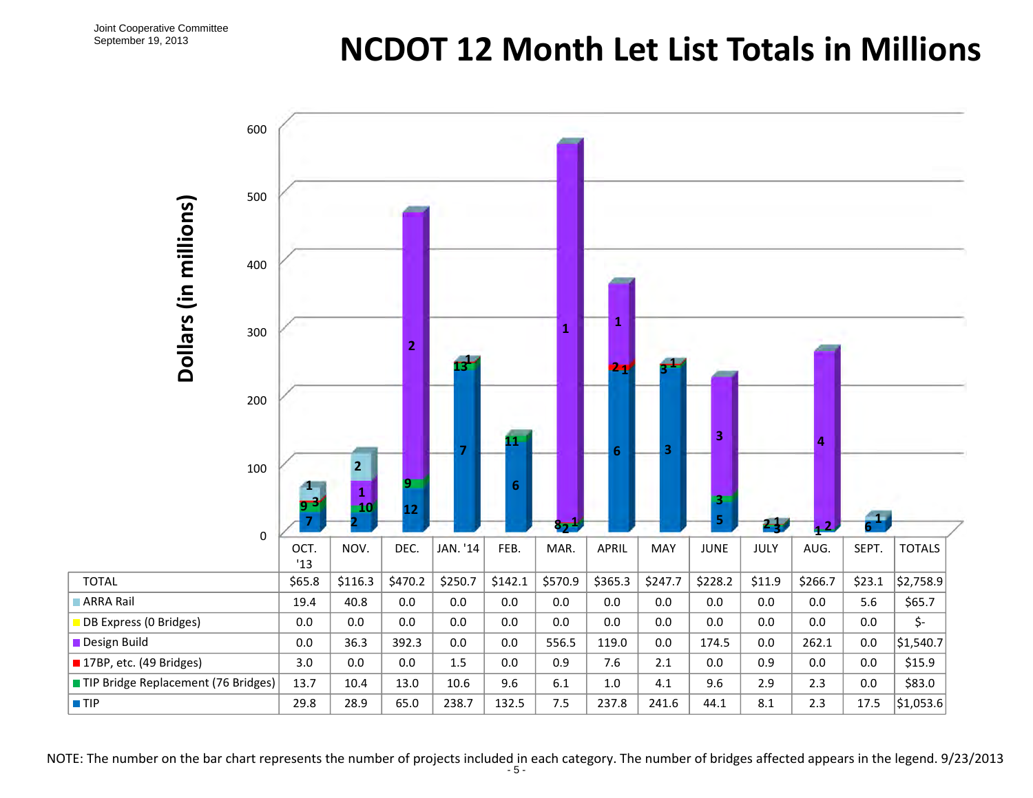Joint Cooperative Committee
September 19, 2013

# NCDOT 12 Month Let List Totals in Millions

| | OCT. '13 | NOV. | DEC. | JAN. '14 | FEB. | MAR. | APRIL | MAY | JUNE | JULY | AUG. | SEPT. | TOTALS |
|---|---|---|---|---|---|---|---|---|---|---|---|---|---|
| TOTAL | $65.8 | $116.3 | $470.2 | $250.7 | $142.1 | $570.9 | $365.3 | $247.7 | $228.2 | $11.9 | $266.7 | $23.1 | $2,758.9 |
| ARRA Rail | 19.4 | 40.8 | 0.0 | 0.0 | 0.0 | 0.0 | 0.0 | 0.0 | 0.0 | 0.0 | 0.0 | 5.6 | $65.7 |
| DB Express (0 Bridges) | 0.0 | 0.0 | 0.0 | 0.0 | 0.0 | 0.0 | 0.0 | 0.0 | 0.0 | 0.0 | 0.0 | 0.0 | $- |
| Design Build | 0.0 | 36.3 | 392.3 | 0.0 | 0.0 | 556.5 | 119.0 | 0.0 | 174.5 | 0.0 | 262.1 | 0.0 | $1,540.7 |
| 17BP, etc. (49 Bridges) | 3.0 | 0.0 | 0.0 | 1.5 | 0.0 | 0.9 | 7.6 | 2.1 | 0.0 | 0.9 | 0.0 | 0.0 | $15.9 |
| TIP Bridge Replacement (76 Bridges) | 13.7 | 10.4 | 13.0 | 10.6 | 9.6 | 6.1 | 1.0 | 4.1 | 9.6 | 2.9 | 2.3 | 0.0 | $83.0 |
| TIP | 29.8 | 28.9 | 65.0 | 238.7 | 132.5 | 7.5 | 237.8 | 241.6 | 44.1 | 8.1 | 2.3 | 17.5 | $1,053.6 |

NOTE: The number on the bar chart represents the number of projects included in each category. The number of bridges affected appears in the legend. 9/23/2013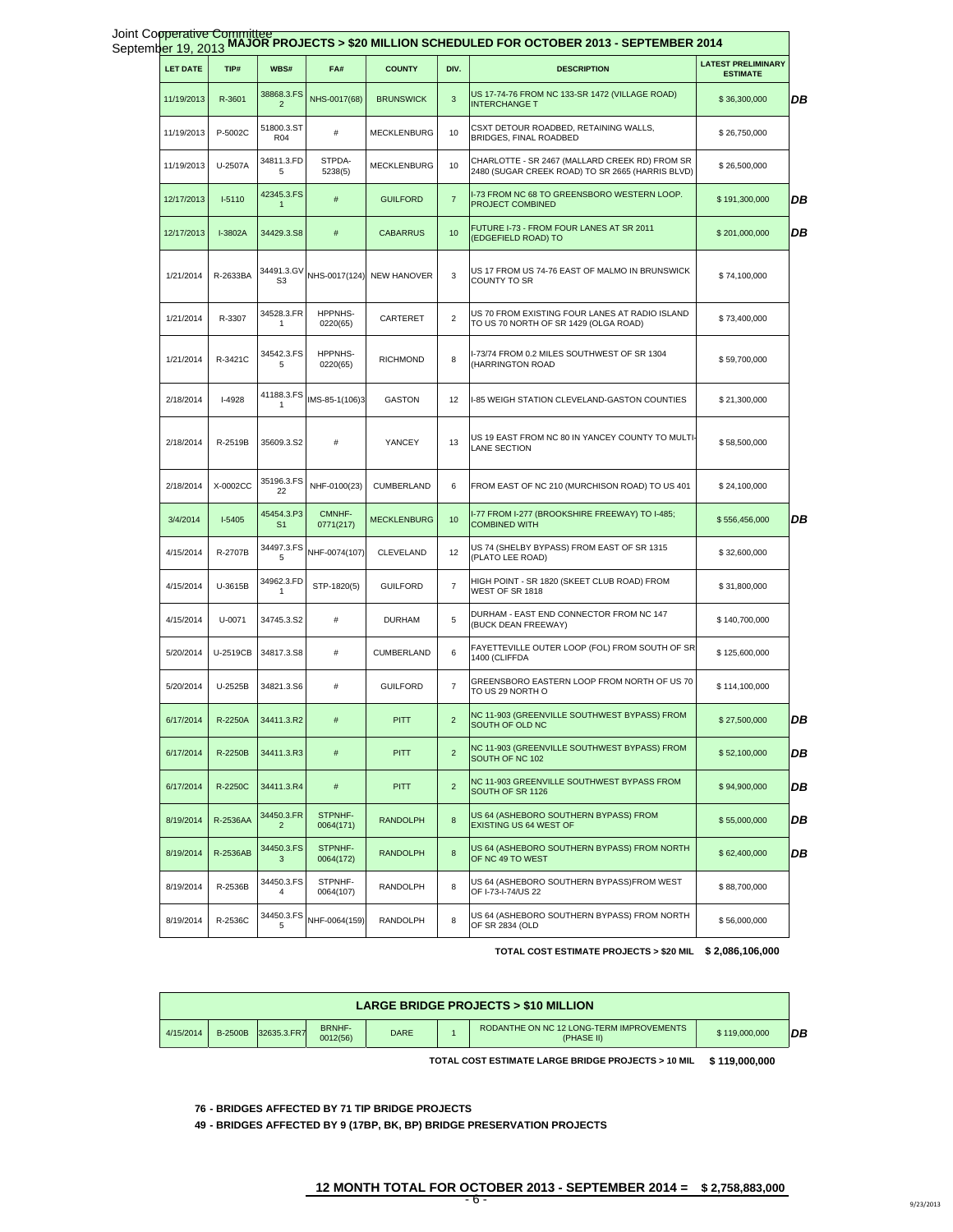Joint Cooperative Committee
September 19, 2013

## MAJOR PROJECTS > $20 MILLION SCHEDULED FOR OCTOBER 2013 - SEPTEMBER 2014

| LET DATE | TIP# | WBS# | FA# | COUNTY | DIV. | DESCRIPTION | LATEST PRELIMINARY ESTIMATE | |
|---|---|---|---|---|---|---|---|---|
| 11/19/2013 | R-3601 | 38868.3.FS2 | NHS-0017(68) | BRUNSWICK | 3 | US 17-74-76 FROM NC 133-SR 1472 (VILLAGE ROAD) INTERCHANGE T | $ 36,300,000 | DB |
| 11/19/2013 | P-5002C | 51800.3.STR04 | # | MECKLENBURG | 10 | CSXT DETOUR ROADBED, RETAINING WALLS, BRIDGES, FINAL ROADBED | $ 26,750,000 | |
| 11/19/2013 | U-2507A | 34811.3.FD5 | STPDA-5238(5) | MECKLENBURG | 10 | CHARLOTTE - SR 2467 (MALLARD CREEK RD) FROM SR 2480 (SUGAR CREEK ROAD) TO SR 2665 (HARRIS BLVD) | $ 26,500,000 | |
| 12/17/2013 | I-5110 | 42345.3.FS1 | # | GUILFORD | 7 | I-73 FROM NC 68 TO GREENSBORO WESTERN LOOP. PROJECT COMBINED | $ 191,300,000 | DB |
| 12/17/2013 | I-3802A | 34429.3.S8 | # | CABARRUS | 10 | FUTURE I-73 - FROM FOUR LANES AT SR 2011 (EDGEFIELD ROAD) TO | $ 201,000,000 | DB |
| 1/21/2014 | R-2633BA | 34491.3.GVS3 | NHS-0017(124) | NEW HANOVER | 3 | US 17 FROM US 74-76 EAST OF MALMO IN BRUNSWICK COUNTY TO SR | $ 74,100,000 | |
| 1/21/2014 | R-3307 | 34528.3.FR1 | HPPNHS-0220(65) | CARTERET | 2 | US 70 FROM EXISTING FOUR LANES AT RADIO ISLAND TO US 70 NORTH OF SR 1429 (OLGA ROAD) | $ 73,400,000 | |
| 1/21/2014 | R-3421C | 34542.3.FS5 | HPPNHS-0220(65) | RICHMOND | 8 | I-73/74 FROM 0.2 MILES SOUTHWEST OF SR 1304 (HARRINGTON ROAD | $ 59,700,000 | |
| 2/18/2014 | I-4928 | 41188.3.FS1 | IMS-85-1(106)3 | GASTON | 12 | I-85 WEIGH STATION CLEVELAND-GASTON COUNTIES | $ 21,300,000 | |
| 2/18/2014 | R-2519B | 35609.3.S2 | # | YANCEY | 13 | US 19 EAST FROM NC 80 IN YANCEY COUNTY TO MULTI-LANE SECTION | $ 58,500,000 | |
| 2/18/2014 | X-0002CC | 35196.3.FS22 | NHF-0100(23) | CUMBERLAND | 6 | FROM EAST OF NC 210 (MURCHISON ROAD) TO US 401 | $ 24,100,000 | |
| 3/4/2014 | I-5405 | 45454.3.P3S1 | CMNHF-0771(217) | MECKLENBURG | 10 | I-77 FROM I-277 (BROOKSHIRE FREEWAY) TO I-485; COMBINED WITH | $ 556,456,000 | DB |
| 4/15/2014 | R-2707B | 34497.3.FS5 | NHF-0074(107) | CLEVELAND | 12 | US 74 (SHELBY BYPASS) FROM EAST OF SR 1315 (PLATO LEE ROAD) | $ 32,600,000 | |
| 4/15/2014 | U-3615B | 34962.3.FD1 | STP-1820(5) | GUILFORD | 7 | HIGH POINT - SR 1820 (SKEET CLUB ROAD) FROM WEST OF SR 1818 | $ 31,800,000 | |
| 4/15/2014 | U-0071 | 34745.3.S2 | # | DURHAM | 5 | DURHAM - EAST END CONNECTOR FROM NC 147 (BUCK DEAN FREEWAY) | $ 140,700,000 | |
| 5/20/2014 | U-2519CB | 34817.3.S8 | # | CUMBERLAND | 6 | FAYETTEVILLE OUTER LOOP (FOL) FROM SOUTH OF SR 1400 (CLIFFDA | $ 125,600,000 | |
| 5/20/2014 | U-2525B | 34821.3.S6 | # | GUILFORD | 7 | GREENSBORO EASTERN LOOP FROM NORTH OF US 70 TO US 29 NORTH O | $ 114,100,000 | |
| 6/17/2014 | R-2250A | 34411.3.R2 | # | PITT | 2 | NC 11-903 (GREENVILLE SOUTHWEST BYPASS) FROM SOUTH OF OLD NC | $ 27,500,000 | DB |
| 6/17/2014 | R-2250B | 34411.3.R3 | # | PITT | 2 | NC 11-903 (GREENVILLE SOUTHWEST BYPASS) FROM SOUTH OF NC 102 | $ 52,100,000 | DB |
| 6/17/2014 | R-2250C | 34411.3.R4 | # | PITT | 2 | NC 11-903 GREENVILLE SOUTHWEST BYPASS FROM SOUTH OF SR 1126 | $ 94,900,000 | DB |
| 8/19/2014 | R-2536AA | 34450.3.FR2 | STPNHF-0064(171) | RANDOLPH | 8 | US 64 (ASHEBORO SOUTHERN BYPASS) FROM EXISTING US 64 WEST OF | $ 55,000,000 | DB |
| 8/19/2014 | R-2536AB | 34450.3.FS3 | STPNHF-0064(172) | RANDOLPH | 8 | US 64 (ASHEBORO SOUTHERN BYPASS) FROM NORTH OF NC 49 TO WEST | $ 62,400,000 | DB |
| 8/19/2014 | R-2536B | 34450.3.FS4 | STPNHF-0064(107) | RANDOLPH | 8 | US 64 (ASHEBORO SOUTHERN BYPASS)FROM WEST OF I-73-I-74/US 22 | $ 88,700,000 | |
| 8/19/2014 | R-2536C | 34450.3.FS5 | NHF-0064(159) | RANDOLPH | 8 | US 64 (ASHEBORO SOUTHERN BYPASS) FROM NORTH OF SR 2834 (OLD | $ 56,000,000 | |

**TOTAL COST ESTIMATE PROJECTS > $20 MIL $ 2,086,106,000**

## LARGE BRIDGE PROJECTS > $10 MILLION

| LET DATE | TIP# | WBS# | FA# | COUNTY | DIV. | DESCRIPTION | LATEST PRELIMINARY ESTIMATE | |
|---|---|---|---|---|---|---|---|---|
| 4/15/2014 | B-2500B | 32635.3.FR7 | BRNHF-0012(56) | DARE | 1 | RODANTHE ON NC 12 LONG-TERM IMPROVEMENTS (PHASE II) | $ 119,000,000 | DB |

**TOTAL COST ESTIMATE LARGE BRIDGE PROJECTS > 10 MIL $ 119,000,000**

**76 - BRIDGES AFFECTED BY 71 TIP BRIDGE PROJECTS**

**49 - BRIDGES AFFECTED BY 9 (17BP, BK, BP) BRIDGE PRESERVATION PROJECTS**

**12 MONTH TOTAL FOR OCTOBER 2013 - SEPTEMBER 2014 = $ 2,758,883,000**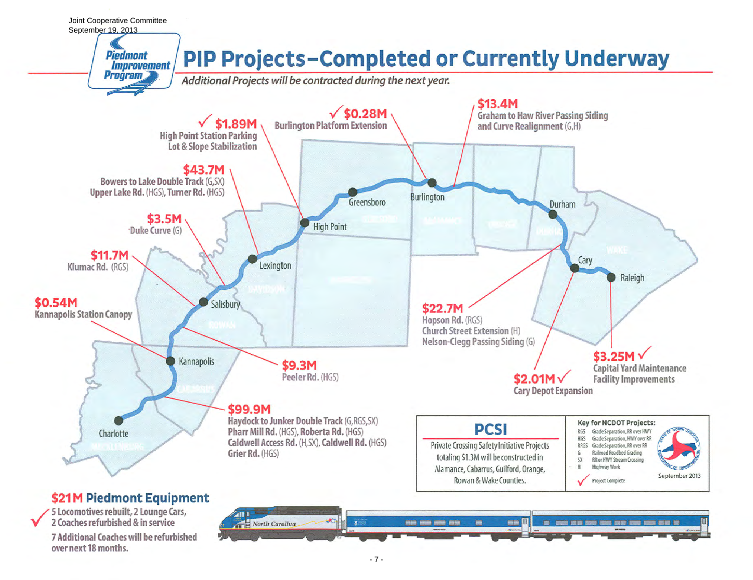Joint Cooperative Committee
September 19, 2013

Piedmont Improvement Program

# PIP Projects – Completed or Currently Underway

*Additional Projects will be contracted during the next year.*

✓ **$1.89M** High Point Station Parking Lot & Slope Stabilization

✓ **$0.28M** Burlington Platform Extension

**$13.4M** Graham to Haw River Passing Siding and Curve Realignment (G,H)

**$43.7M** Bowers to Lake Double Track (G,SX) Upper Lake Rd. (HGS), Turner Rd. (HGS)

**$3.5M** Duke Curve (G)

**$11.7M** Klumac Rd. (RGS)

**$0.54M** Kannapolis Station Canopy

**$9.3M** Peeler Rd. (HGS)

**$99.9M** Haydock to Junker Double Track (G,RGS,SX) Pharr Mill Rd. (HGS), Roberta Rd. (HGS) Caldwell Access Rd. (H,SX), Caldwell Rd. (HGS) Grier Rd. (HGS)

**$22.7M** Hopson Rd. (RGS) Church Street Extension (H) Nelson-Clegg Passing Siding (G)

**$2.01M** ✓ Cary Depot Expansion

**$3.25M** ✓ Capital Yard Maintenance Facility Improvements

Charlotte, Kannapolis, Salisbury, Lexington, High Point, Greensboro, Burlington, Durham, Cary, Raleigh

## PCSI

Private Crossing Safety Initiative Projects totaling $1.3M will be constructed in Alamance, Cabarrus, Guilford, Orange, Rowan & Wake Counties.

**Key for NCDOT Projects:**

| | |
|---|---|
| RGS | Grade Separation, RR over HWY |
| HGS | Grade Separation, HWY over RR |
| RRGS | Grade Separation, RR over RR |
| G | Railroad Roadbed Grading |
| SX | RR or HWY Stream Crossing |
| H | Highway Work |
| ✓ | Project Complete |

September 2013

## $21M Piedmont Equipment

✓ 5 Locomotives rebuilt, 2 Lounge Cars, 2 Coaches refurbished & in service

7 Additional Coaches will be refurbished over next 18 months.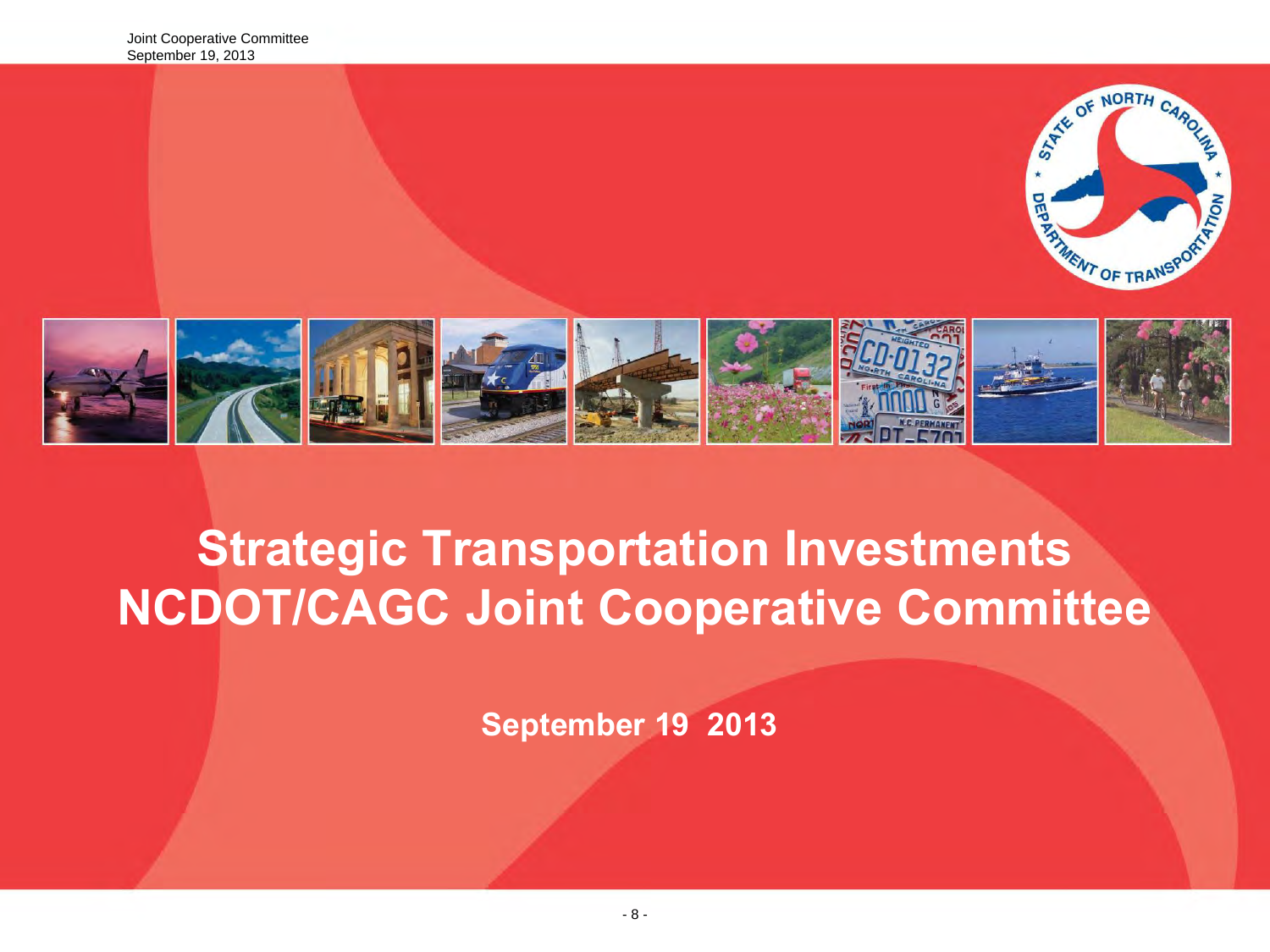# Strategic Transportation Investments NCDOT/CAGC Joint Cooperative Committee

**September 19 2013**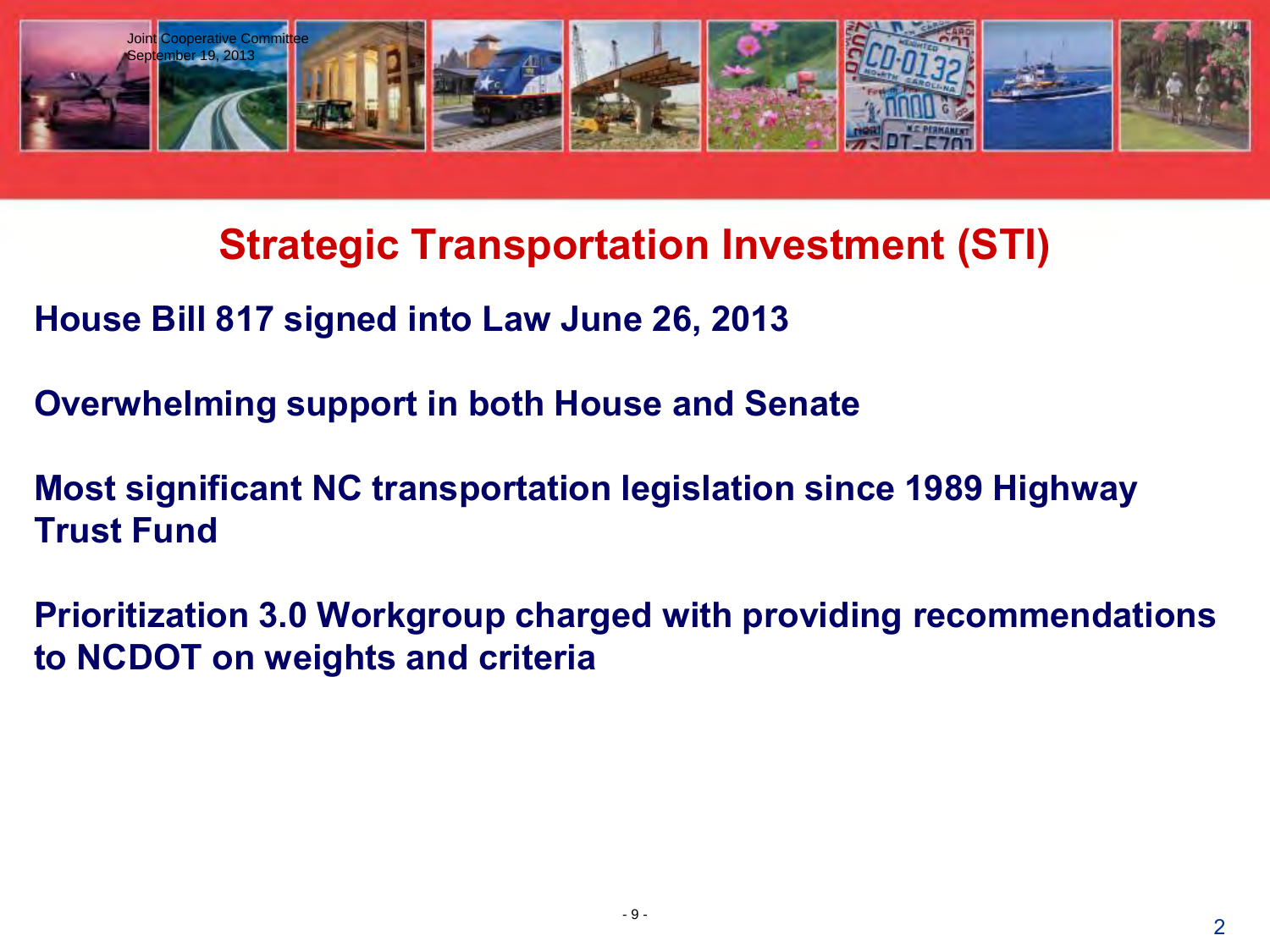Joint Cooperative Committee
September 19, 2013

# Strategic Transportation Investment (STI)

**House Bill 817 signed into Law June 26, 2013**

**Overwhelming support in both House and Senate**

**Most significant NC transportation legislation since 1989 Highway Trust Fund**

**Prioritization 3.0 Workgroup charged with providing recommendations to NCDOT on weights and criteria**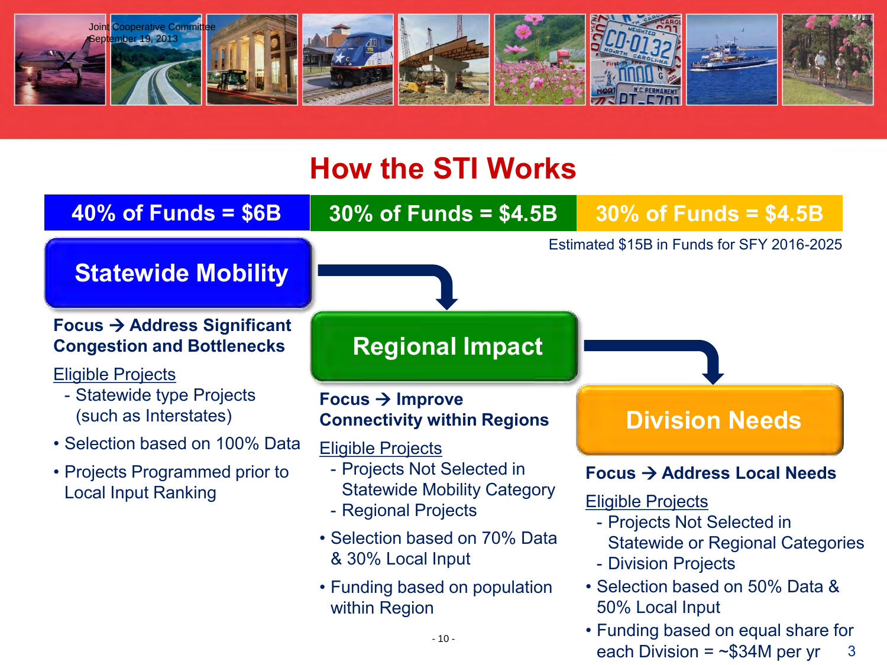Joint Cooperative Committee
September 19, 2013

# How the STI Works

| 40% of Funds = $6B | 30% of Funds = $4.5B | 30% of Funds = $4.5B |
|---|---|---|

Estimated $15B in Funds for SFY 2016-2025

## Statewide Mobility

**Focus → Address Significant Congestion and Bottlenecks**

Eligible Projects
- Statewide type Projects (such as Interstates)

- Selection based on 100% Data
- Projects Programmed prior to Local Input Ranking

## Regional Impact

**Focus → Improve Connectivity within Regions**

Eligible Projects
- Projects Not Selected in Statewide Mobility Category
- Regional Projects

- Selection based on 70% Data & 30% Local Input
- Funding based on population within Region

## Division Needs

**Focus → Address Local Needs**

Eligible Projects
- Projects Not Selected in Statewide or Regional Categories
- Division Projects

- Selection based on 50% Data & 50% Local Input
- Funding based on equal share for each Division = ~$34M per yr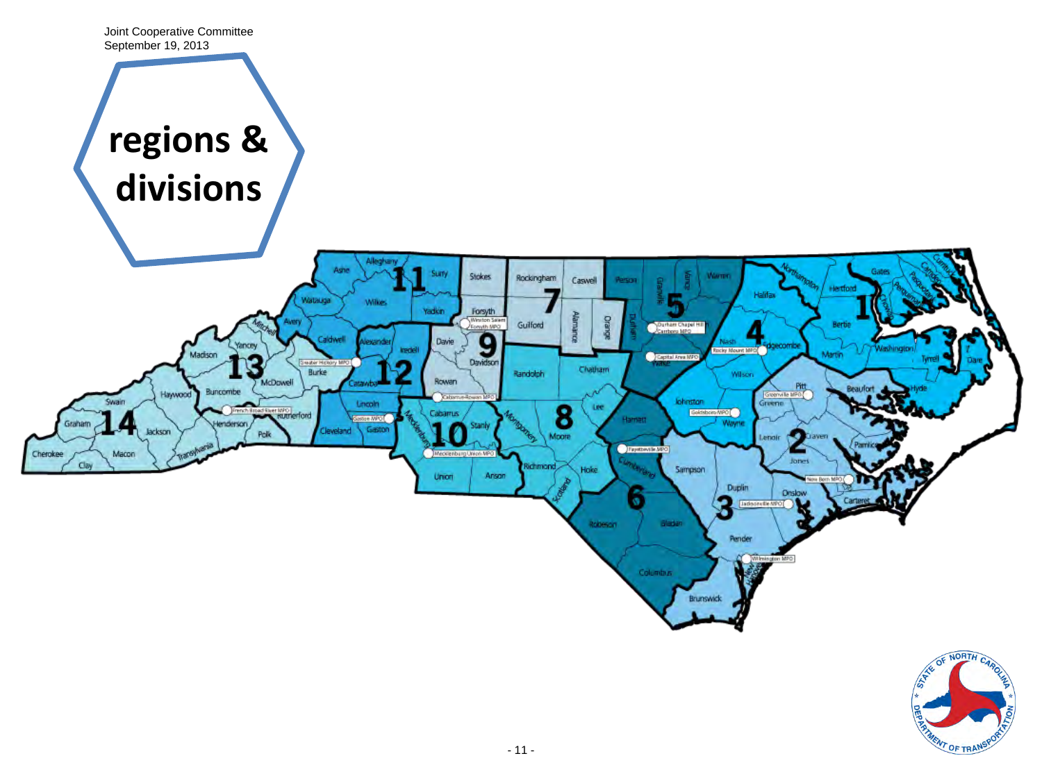Joint Cooperative Committee
September 19, 2013

# regions & divisions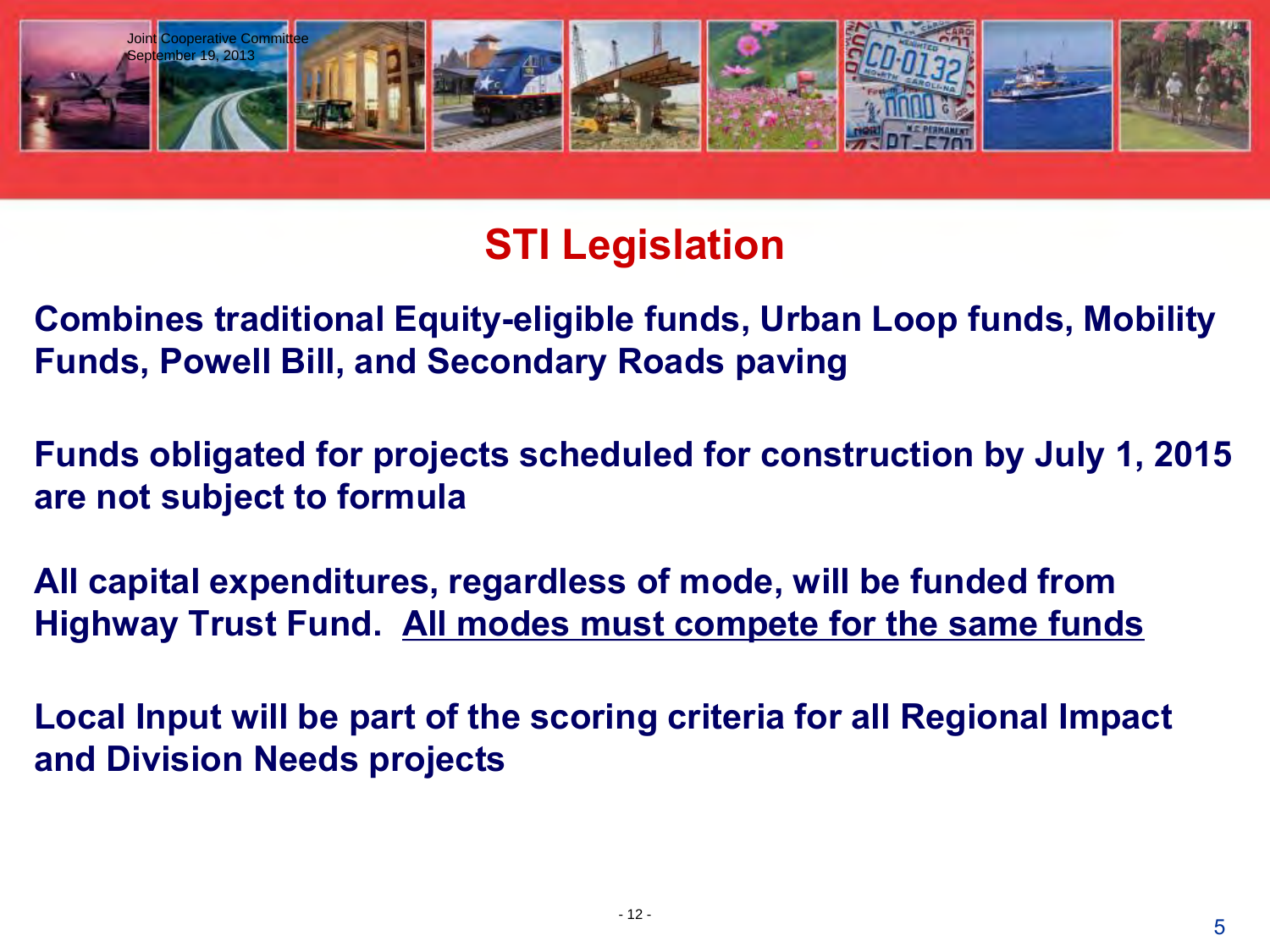Joint Cooperative Committee
September 19, 2013

# STI Legislation

**Combines traditional Equity-eligible funds, Urban Loop funds, Mobility Funds, Powell Bill, and Secondary Roads paving**

**Funds obligated for projects scheduled for construction by July 1, 2015 are not subject to formula**

**All capital expenditures, regardless of mode, will be funded from Highway Trust Fund. <u>All modes must compete for the same funds</u>**

**Local Input will be part of the scoring criteria for all Regional Impact and Division Needs projects**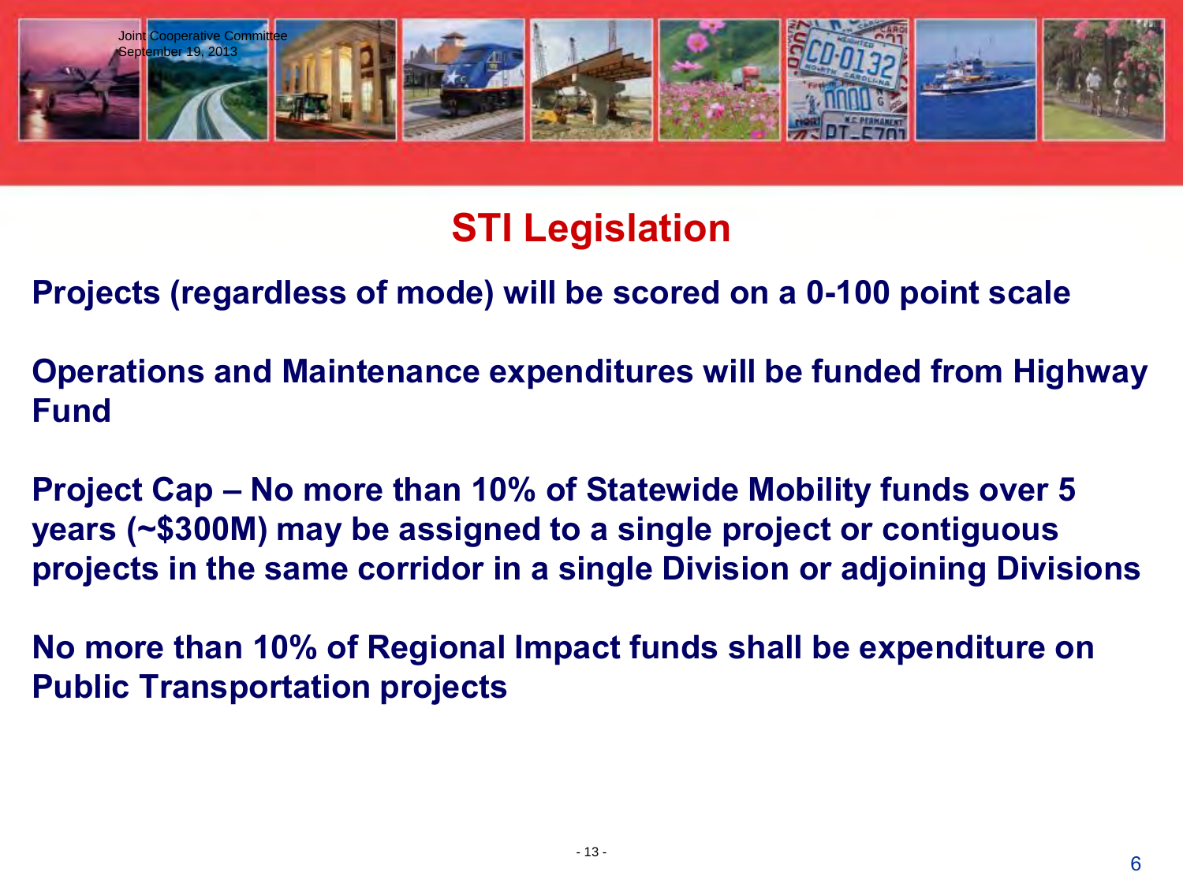Joint Cooperative Committee
September 19, 2013

# STI Legislation

**Projects (regardless of mode) will be scored on a 0-100 point scale**

**Operations and Maintenance expenditures will be funded from Highway Fund**

**Project Cap – No more than 10% of Statewide Mobility funds over 5 years (~$300M) may be assigned to a single project or contiguous projects in the same corridor in a single Division or adjoining Divisions**

**No more than 10% of Regional Impact funds shall be expenditure on Public Transportation projects**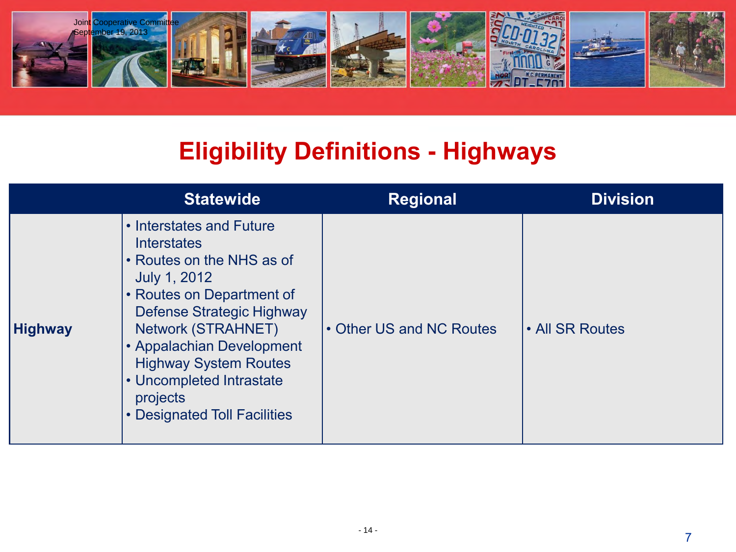# Eligibility Definitions - Highways

| | Statewide | Regional | Division |
|---|---|---|---|
| **Highway** | • Interstates and Future Interstates<br>• Routes on the NHS as of July 1, 2012<br>• Routes on Department of Defense Strategic Highway Network (STRAHNET)<br>• Appalachian Development Highway System Routes<br>• Uncompleted Intrastate projects<br>• Designated Toll Facilities | • Other US and NC Routes | • All SR Routes |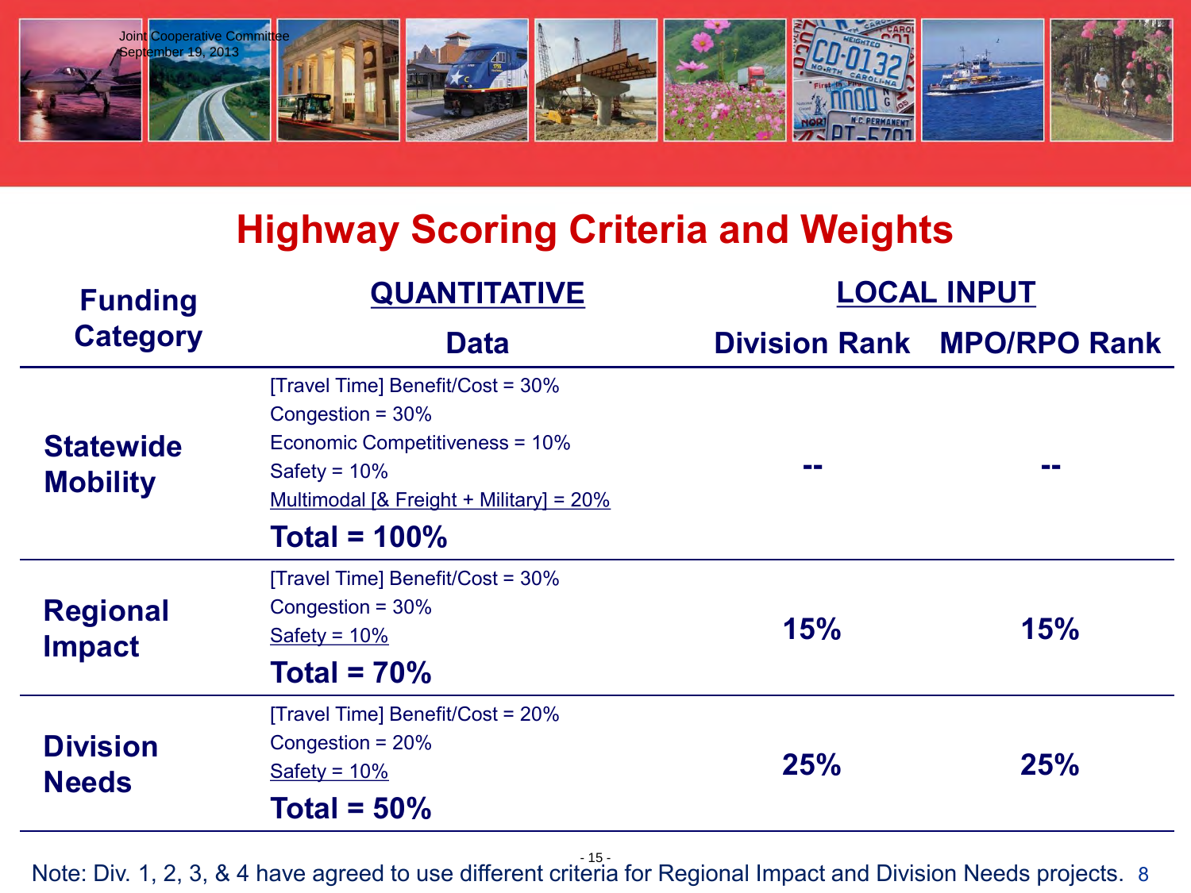Joint Cooperative Committee
September 19, 2013

# Highway Scoring Criteria and Weights

| Funding Category | QUANTITATIVE | LOCAL INPUT | |
|---|---|---|---|
| | Data | Division Rank | MPO/RPO Rank |
| **Statewide Mobility** | [Travel Time] Benefit/Cost = 30%<br>Congestion = 30%<br>Economic Competitiveness = 10%<br>Safety = 10%<br>Multimodal [& Freight + Military] = 20%<br>**Total = 100%** | -- | -- |
| **Regional Impact** | [Travel Time] Benefit/Cost = 30%<br>Congestion = 30%<br>Safety = 10%<br>**Total = 70%** | **15%** | **15%** |
| **Division Needs** | [Travel Time] Benefit/Cost = 20%<br>Congestion = 20%<br>Safety = 10%<br>**Total = 50%** | **25%** | **25%** |

Note: Div. 1, 2, 3, & 4 have agreed to use different criteria for Regional Impact and Division Needs projects.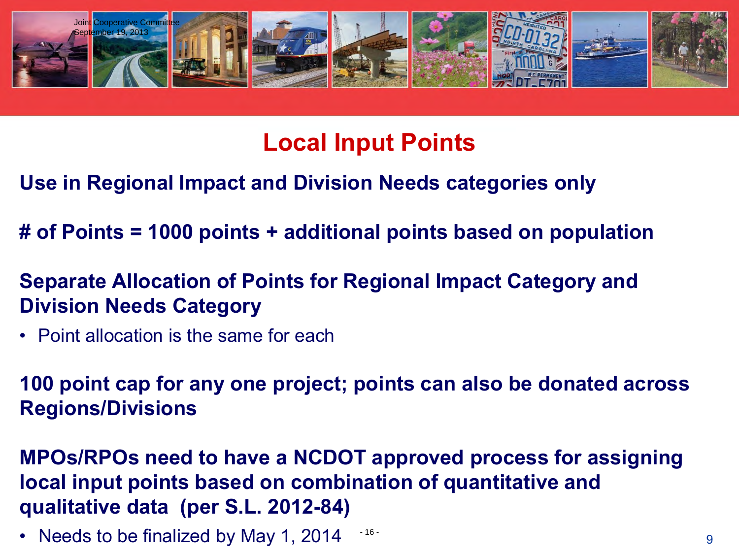# Local Input Points

**Use in Regional Impact and Division Needs categories only**

**# of Points = 1000 points + additional points based on population**

**Separate Allocation of Points for Regional Impact Category and Division Needs Category**

- Point allocation is the same for each

**100 point cap for any one project; points can also be donated across Regions/Divisions**

**MPOs/RPOs need to have a NCDOT approved process for assigning local input points based on combination of quantitative and qualitative data (per S.L. 2012-84)**

- Needs to be finalized by May 1, 2014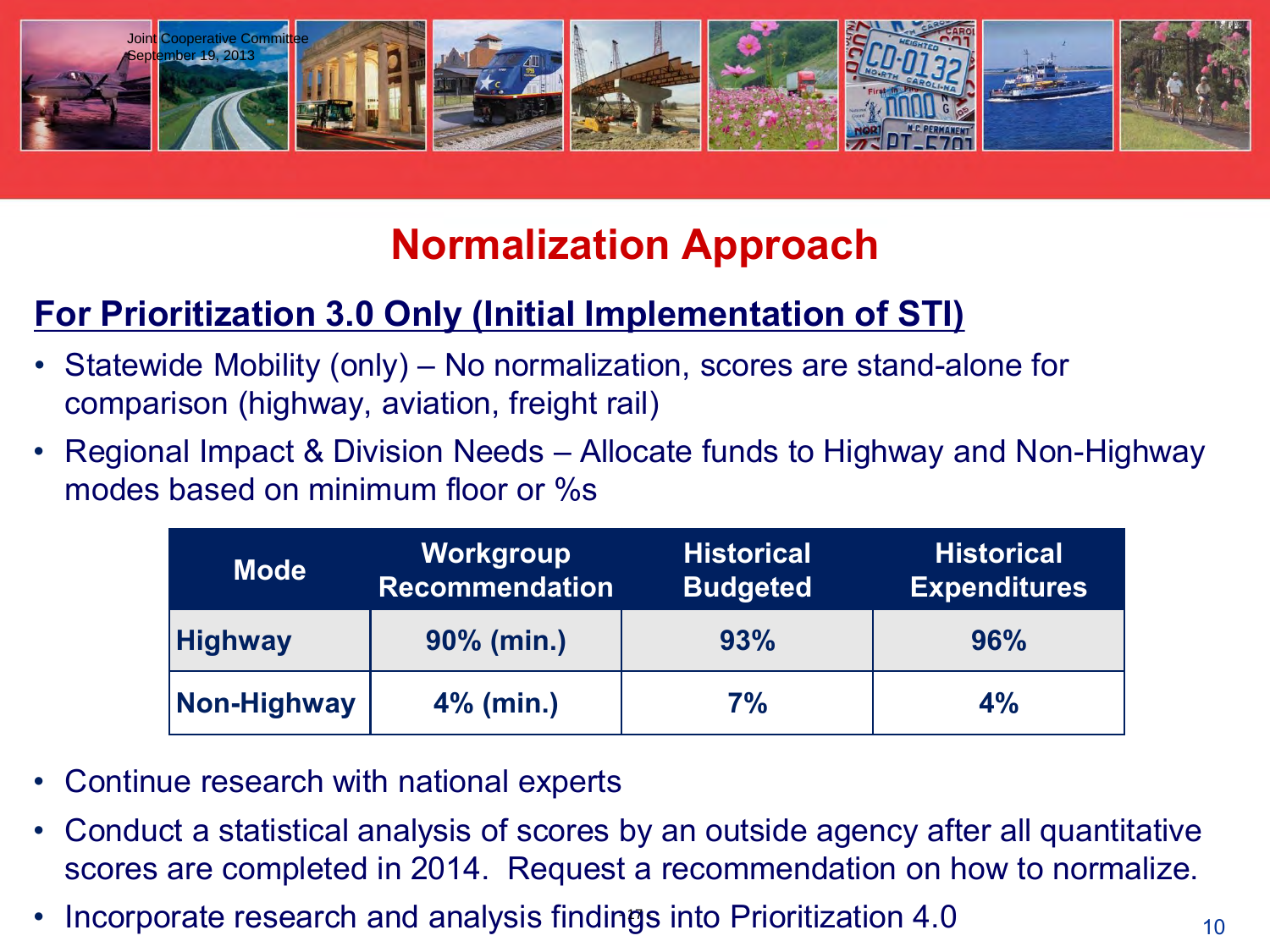# Normalization Approach

## For Prioritization 3.0 Only (Initial Implementation of STI)

- Statewide Mobility (only) – No normalization, scores are stand-alone for comparison (highway, aviation, freight rail)
- Regional Impact & Division Needs – Allocate funds to Highway and Non-Highway modes based on minimum floor or %s

| Mode | Workgroup Recommendation | Historical Budgeted | Historical Expenditures |
|---|---|---|---|
| Highway | 90% (min.) | 93% | 96% |
| Non-Highway | 4% (min.) | 7% | 4% |

- Continue research with national experts
- Conduct a statistical analysis of scores by an outside agency after all quantitative scores are completed in 2014. Request a recommendation on how to normalize.
- Incorporate research and analysis findings into Prioritization 4.0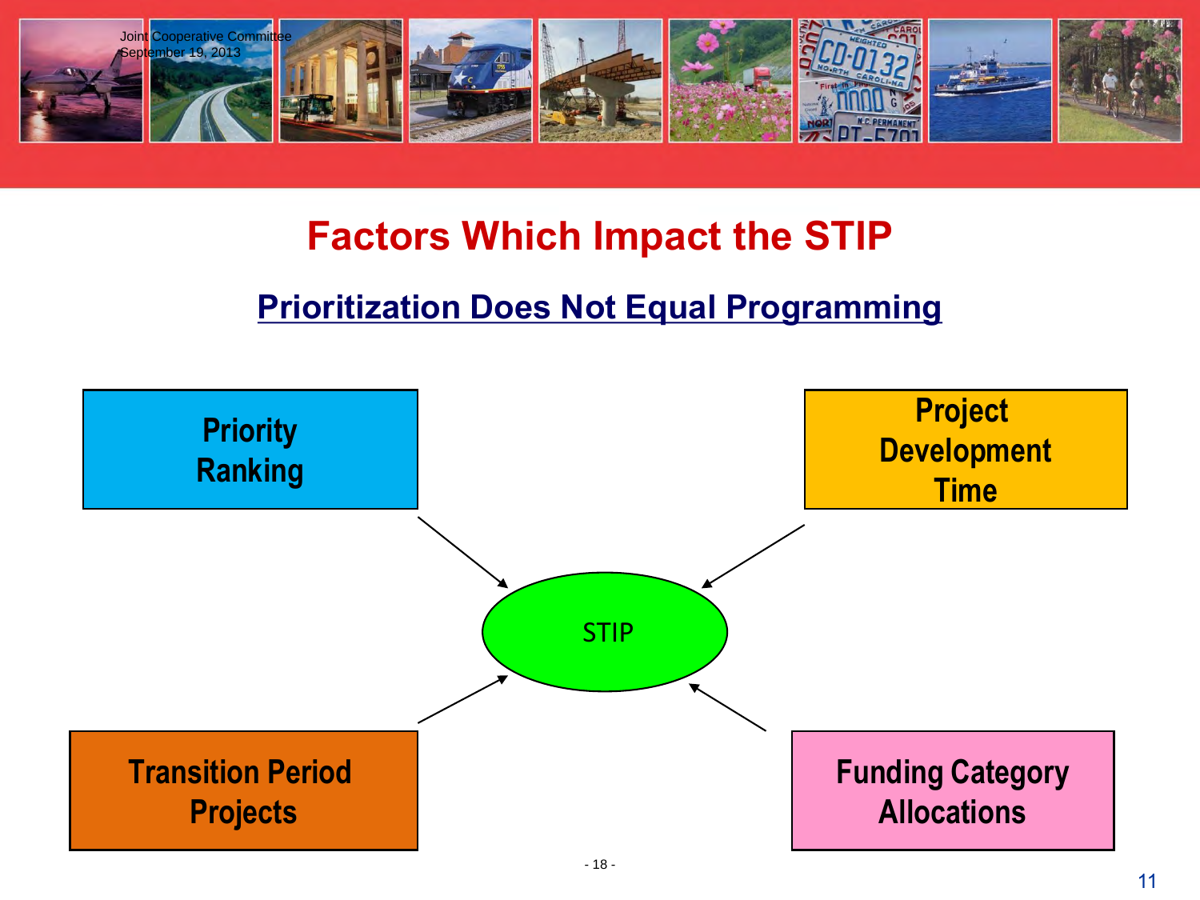# Factors Which Impact the STIP

## Prioritization Does Not Equal Programming

- Priority Ranking
- Project Development Time
- Transition Period Projects
- Funding Category Allocations

STIP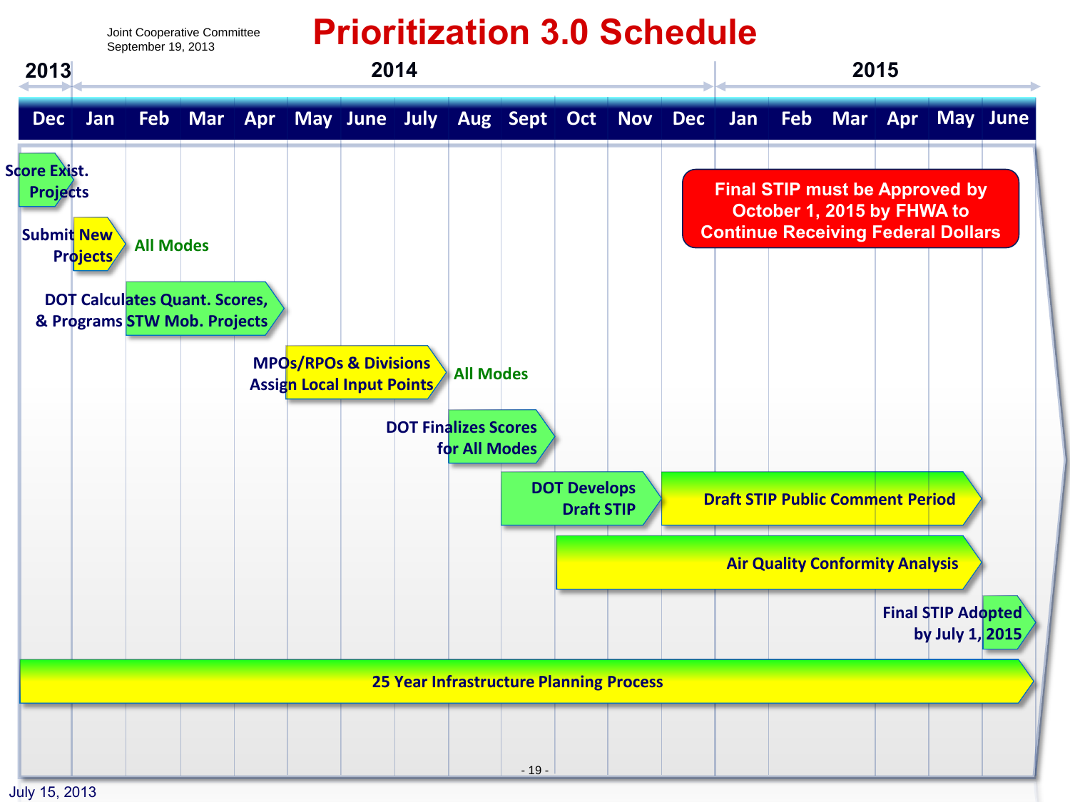Joint Cooperative Committee
September 19, 2013

# Prioritization 3.0 Schedule

2013 | 2014 | 2015

Dec | Jan | Feb | Mar | Apr | May | June | July | Aug | Sept | Oct | Nov | Dec | Jan | Feb | Mar | Apr | May | June

Score Exist. Projects

Submit New Projects — All Modes

DOT Calculates Quant. Scores, & Programs STW Mob. Projects

MPOs/RPOs & Divisions Assign Local Input Points — All Modes

DOT Finalizes Scores for All Modes

DOT Develops Draft STIP

Draft STIP Public Comment Period

Air Quality Conformity Analysis

Final STIP Adopted by July 1, 2015

25 Year Infrastructure Planning Process

**Final STIP must be Approved by October 1, 2015 by FHWA to Continue Receiving Federal Dollars**

July 15, 2013